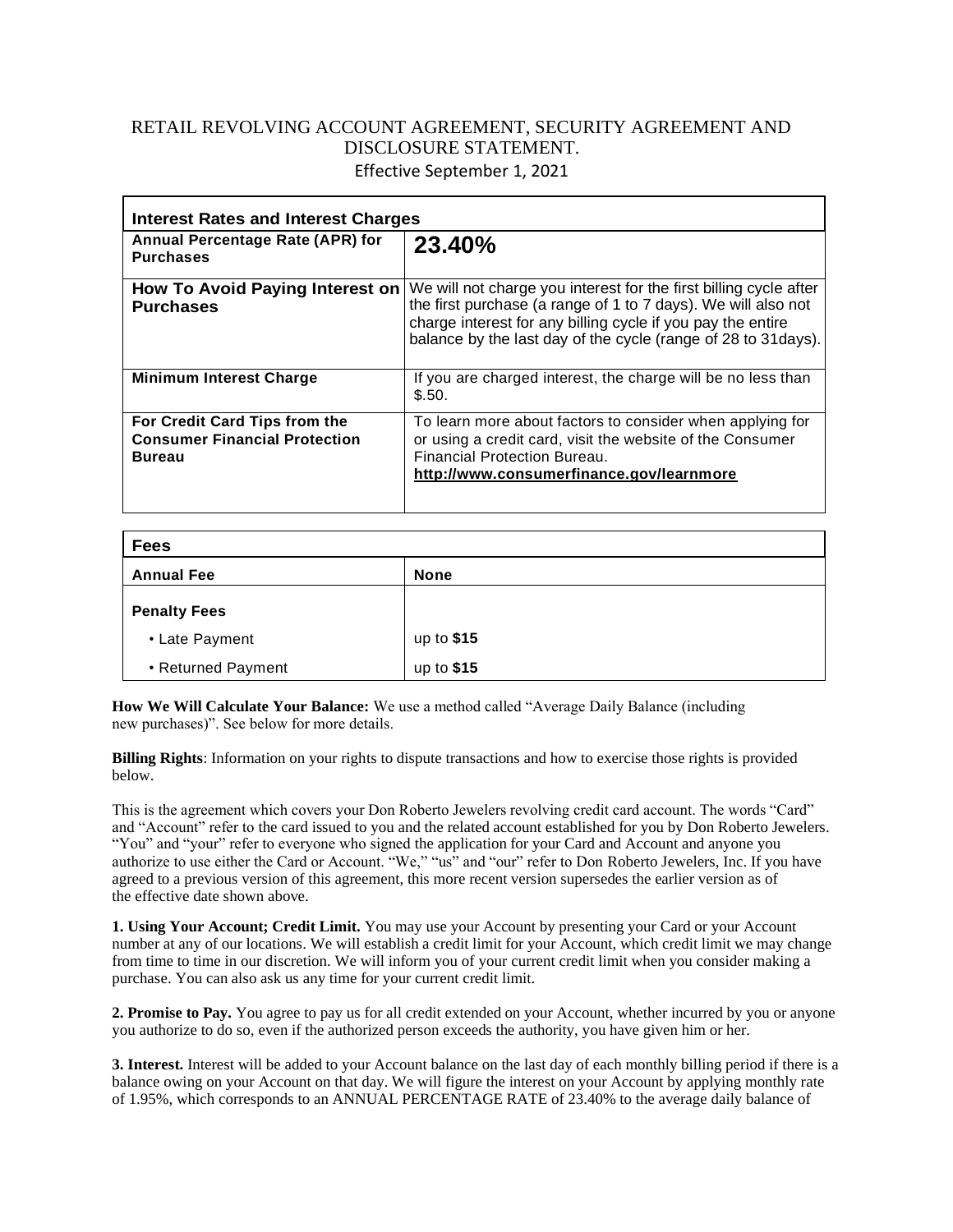# RETAIL REVOLVING ACCOUNT AGREEMENT, SECURITY AGREEMENT AND DISCLOSURE STATEMENT.

Effective September 1, 2021

| **Interest Rates and Interest Charges** | |
|---|---|
| **Annual Percentage Rate (APR) for Purchases** | **23.40%** |
| **How To Avoid Paying Interest on Purchases** | We will not charge you interest for the first billing cycle after the first purchase (a range of 1 to 7 days). We will also not charge interest for any billing cycle if you pay the entire balance by the last day of the cycle (range of 28 to 31days). |
| **Minimum Interest Charge** | If you are charged interest, the charge will be no less than $.50. |
| **For Credit Card Tips from the Consumer Financial Protection Bureau** | To learn more about factors to consider when applying for or using a credit card, visit the website of the Consumer Financial Protection Bureau. **http://www.consumerfinance.gov/learnmore** |

| **Fees** | |
|---|---|
| **Annual Fee** | **None** |
| **Penalty Fees** | |
| • Late Payment | up to **$15** |
| • Returned Payment | up to **$15** |

**How We Will Calculate Your Balance:** We use a method called "Average Daily Balance (including new purchases)". See below for more details.

**Billing Rights**: Information on your rights to dispute transactions and how to exercise those rights is provided below.

This is the agreement which covers your Don Roberto Jewelers revolving credit card account. The words "Card" and "Account" refer to the card issued to you and the related account established for you by Don Roberto Jewelers. "You" and "your" refer to everyone who signed the application for your Card and Account and anyone you authorize to use either the Card or Account. "We," "us" and "our" refer to Don Roberto Jewelers, Inc. If you have agreed to a previous version of this agreement, this more recent version supersedes the earlier version as of the effective date shown above.

**1. Using Your Account; Credit Limit.** You may use your Account by presenting your Card or your Account number at any of our locations. We will establish a credit limit for your Account, which credit limit we may change from time to time in our discretion. We will inform you of your current credit limit when you consider making a purchase. You can also ask us any time for your current credit limit.

**2. Promise to Pay.** You agree to pay us for all credit extended on your Account, whether incurred by you or anyone you authorize to do so, even if the authorized person exceeds the authority, you have given him or her.

**3. Interest.** Interest will be added to your Account balance on the last day of each monthly billing period if there is a balance owing on your Account on that day. We will figure the interest on your Account by applying monthly rate of 1.95%, which corresponds to an ANNUAL PERCENTAGE RATE of 23.40% to the average daily balance of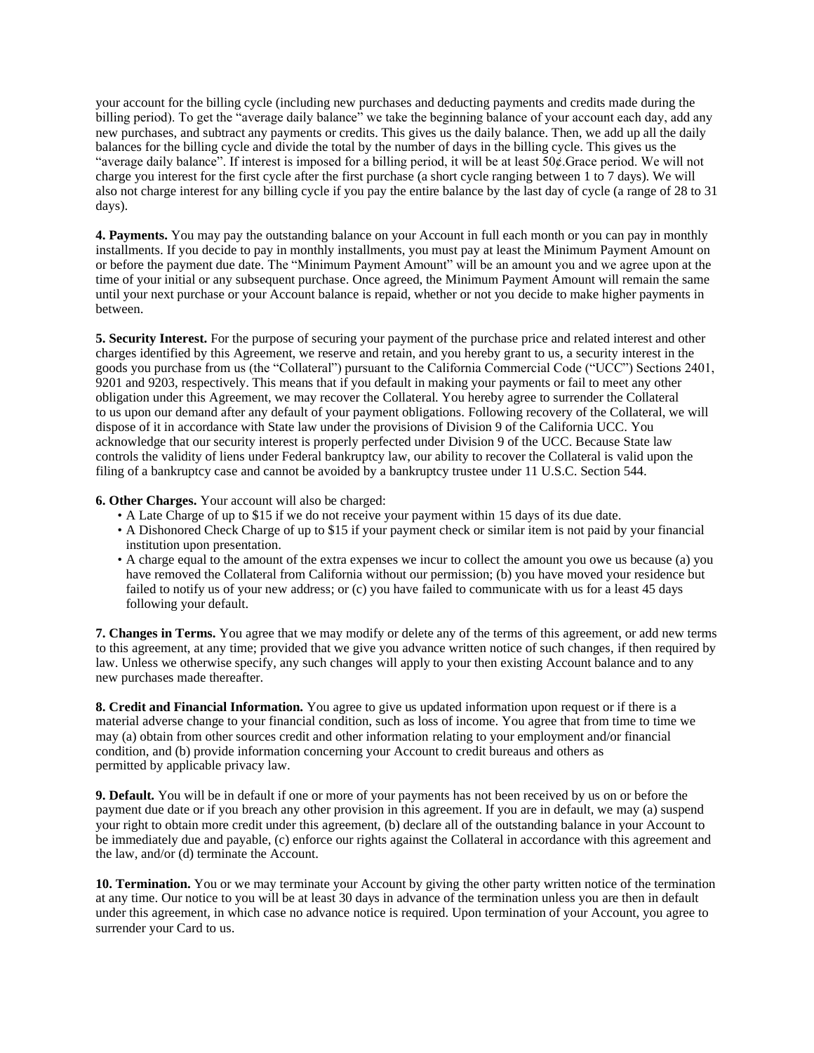your account for the billing cycle (including new purchases and deducting payments and credits made during the billing period). To get the "average daily balance" we take the beginning balance of your account each day, add any new purchases, and subtract any payments or credits. This gives us the daily balance. Then, we add up all the daily balances for the billing cycle and divide the total by the number of days in the billing cycle. This gives us the "average daily balance". If interest is imposed for a billing period, it will be at least 50¢.Grace period. We will not charge you interest for the first cycle after the first purchase (a short cycle ranging between 1 to 7 days). We will also not charge interest for any billing cycle if you pay the entire balance by the last day of cycle (a range of 28 to 31 days).

**4. Payments.** You may pay the outstanding balance on your Account in full each month or you can pay in monthly installments. If you decide to pay in monthly installments, you must pay at least the Minimum Payment Amount on or before the payment due date. The "Minimum Payment Amount" will be an amount you and we agree upon at the time of your initial or any subsequent purchase. Once agreed, the Minimum Payment Amount will remain the same until your next purchase or your Account balance is repaid, whether or not you decide to make higher payments in between.

**5. Security Interest.** For the purpose of securing your payment of the purchase price and related interest and other charges identified by this Agreement, we reserve and retain, and you hereby grant to us, a security interest in the goods you purchase from us (the "Collateral") pursuant to the California Commercial Code ("UCC") Sections 2401, 9201 and 9203, respectively. This means that if you default in making your payments or fail to meet any other obligation under this Agreement, we may recover the Collateral. You hereby agree to surrender the Collateral to us upon our demand after any default of your payment obligations. Following recovery of the Collateral, we will dispose of it in accordance with State law under the provisions of Division 9 of the California UCC. You acknowledge that our security interest is properly perfected under Division 9 of the UCC. Because State law controls the validity of liens under Federal bankruptcy law, our ability to recover the Collateral is valid upon the filing of a bankruptcy case and cannot be avoided by a bankruptcy trustee under 11 U.S.C. Section 544.

**6. Other Charges.** Your account will also be charged:

- A Late Charge of up to $15 if we do not receive your payment within 15 days of its due date.
- A Dishonored Check Charge of up to $15 if your payment check or similar item is not paid by your financial institution upon presentation.
- A charge equal to the amount of the extra expenses we incur to collect the amount you owe us because (a) you have removed the Collateral from California without our permission; (b) you have moved your residence but failed to notify us of your new address; or (c) you have failed to communicate with us for a least 45 days following your default.

**7. Changes in Terms.** You agree that we may modify or delete any of the terms of this agreement, or add new terms to this agreement, at any time; provided that we give you advance written notice of such changes, if then required by law. Unless we otherwise specify, any such changes will apply to your then existing Account balance and to any new purchases made thereafter.

**8. Credit and Financial Information.** You agree to give us updated information upon request or if there is a material adverse change to your financial condition, such as loss of income. You agree that from time to time we may (a) obtain from other sources credit and other information relating to your employment and/or financial condition, and (b) provide information concerning your Account to credit bureaus and others as permitted by applicable privacy law.

**9. Default.** You will be in default if one or more of your payments has not been received by us on or before the payment due date or if you breach any other provision in this agreement. If you are in default, we may (a) suspend your right to obtain more credit under this agreement, (b) declare all of the outstanding balance in your Account to be immediately due and payable, (c) enforce our rights against the Collateral in accordance with this agreement and the law, and/or (d) terminate the Account.

**10. Termination.** You or we may terminate your Account by giving the other party written notice of the termination at any time. Our notice to you will be at least 30 days in advance of the termination unless you are then in default under this agreement, in which case no advance notice is required. Upon termination of your Account, you agree to surrender your Card to us.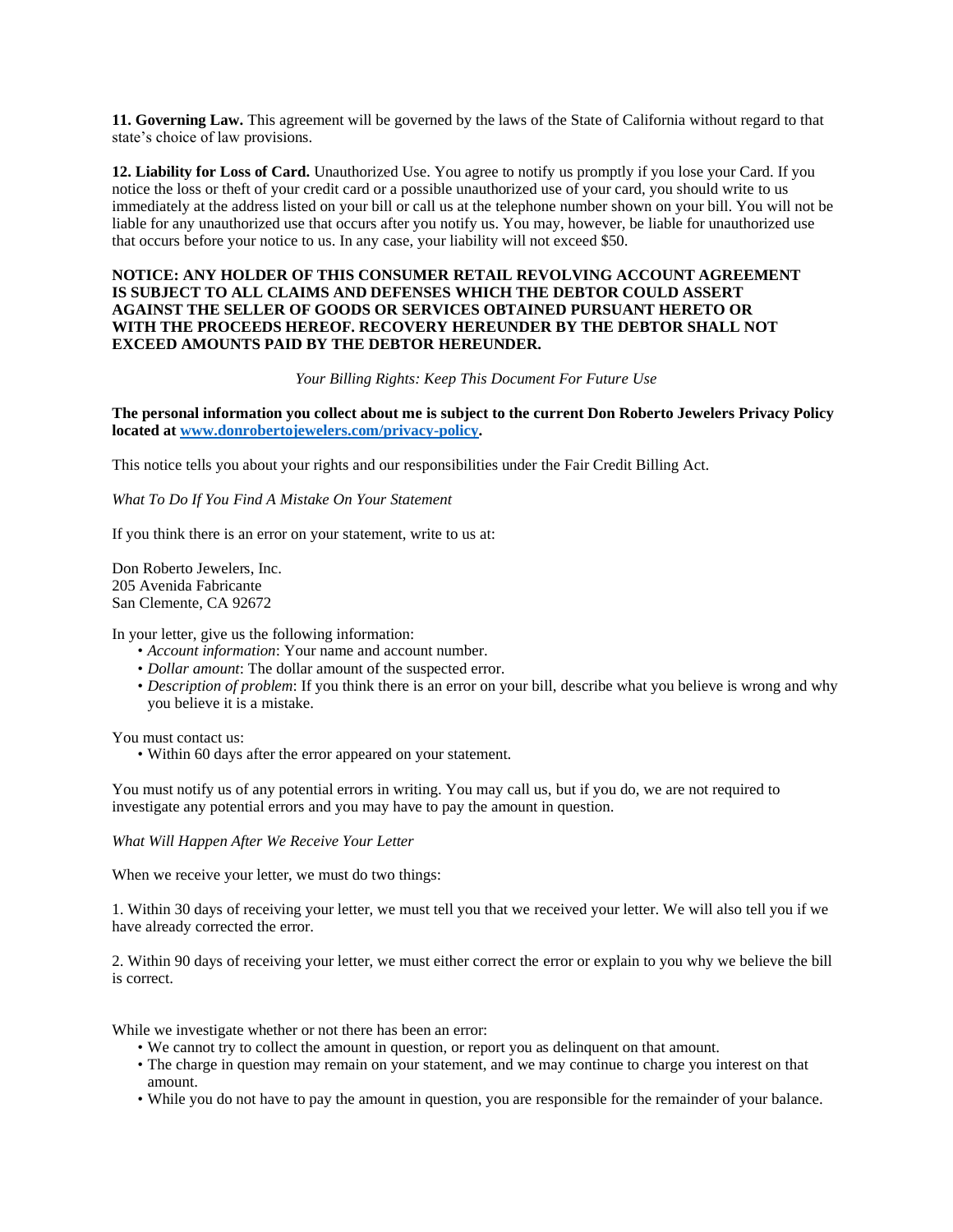**11. Governing Law.** This agreement will be governed by the laws of the State of California without regard to that state's choice of law provisions.

**12. Liability for Loss of Card.** Unauthorized Use. You agree to notify us promptly if you lose your Card. If you notice the loss or theft of your credit card or a possible unauthorized use of your card, you should write to us immediately at the address listed on your bill or call us at the telephone number shown on your bill. You will not be liable for any unauthorized use that occurs after you notify us. You may, however, be liable for unauthorized use that occurs before your notice to us. In any case, your liability will not exceed $50.

**NOTICE: ANY HOLDER OF THIS CONSUMER RETAIL REVOLVING ACCOUNT AGREEMENT IS SUBJECT TO ALL CLAIMS AND DEFENSES WHICH THE DEBTOR COULD ASSERT AGAINST THE SELLER OF GOODS OR SERVICES OBTAINED PURSUANT HERETO OR WITH THE PROCEEDS HEREOF. RECOVERY HEREUNDER BY THE DEBTOR SHALL NOT EXCEED AMOUNTS PAID BY THE DEBTOR HEREUNDER.**

*Your Billing Rights: Keep This Document For Future Use*

**The personal information you collect about me is subject to the current Don Roberto Jewelers Privacy Policy located at [www.donrobertojewelers.com/privacy-policy](www.donrobertojewelers.com/privacy-policy).**

This notice tells you about your rights and our responsibilities under the Fair Credit Billing Act.

*What To Do If You Find A Mistake On Your Statement*

If you think there is an error on your statement, write to us at:

Don Roberto Jewelers, Inc.
205 Avenida Fabricante
San Clemente, CA 92672

In your letter, give us the following information:

- *Account information*: Your name and account number.
- *Dollar amount*: The dollar amount of the suspected error.
- *Description of problem*: If you think there is an error on your bill, describe what you believe is wrong and why you believe it is a mistake.

You must contact us:

- Within 60 days after the error appeared on your statement.

You must notify us of any potential errors in writing. You may call us, but if you do, we are not required to investigate any potential errors and you may have to pay the amount in question.

*What Will Happen After We Receive Your Letter*

When we receive your letter, we must do two things:

1. Within 30 days of receiving your letter, we must tell you that we received your letter. We will also tell you if we have already corrected the error.

2. Within 90 days of receiving your letter, we must either correct the error or explain to you why we believe the bill is correct.

While we investigate whether or not there has been an error:

- We cannot try to collect the amount in question, or report you as delinquent on that amount.
- The charge in question may remain on your statement, and we may continue to charge you interest on that amount.
- While you do not have to pay the amount in question, you are responsible for the remainder of your balance.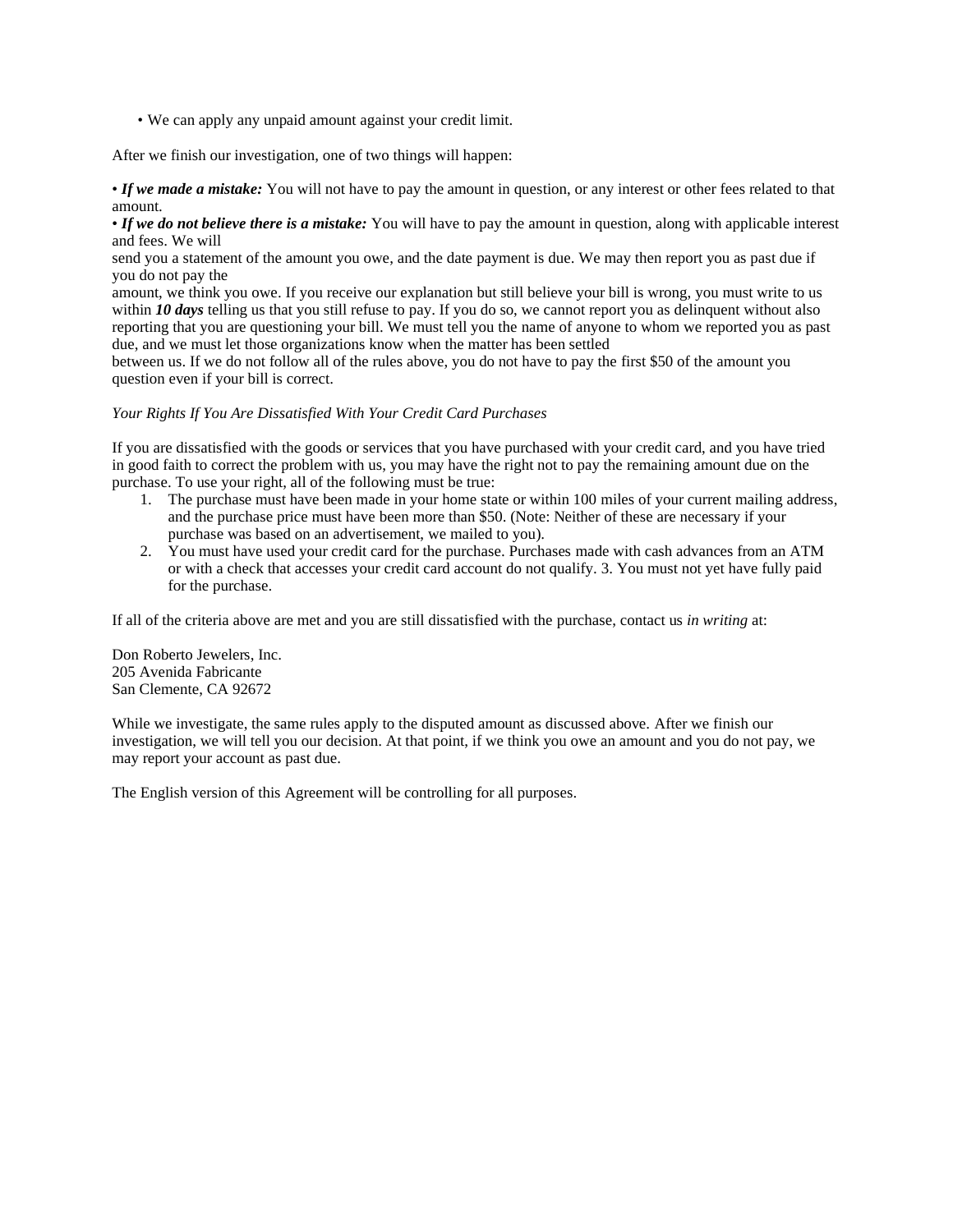• We can apply any unpaid amount against your credit limit.

After we finish our investigation, one of two things will happen:

• ***If we made a mistake:*** You will not have to pay the amount in question, or any interest or other fees related to that amount.
• ***If we do not believe there is a mistake:*** You will have to pay the amount in question, along with applicable interest and fees. We will
send you a statement of the amount you owe, and the date payment is due. We may then report you as past due if you do not pay the
amount, we think you owe. If you receive our explanation but still believe your bill is wrong, you must write to us within ***10 days*** telling us that you still refuse to pay. If you do so, we cannot report you as delinquent without also reporting that you are questioning your bill. We must tell you the name of anyone to whom we reported you as past due, and we must let those organizations know when the matter has been settled
between us. If we do not follow all of the rules above, you do not have to pay the first $50 of the amount you question even if your bill is correct.

*Your Rights If You Are Dissatisfied With Your Credit Card Purchases*

If you are dissatisfied with the goods or services that you have purchased with your credit card, and you have tried in good faith to correct the problem with us, you may have the right not to pay the remaining amount due on the purchase. To use your right, all of the following must be true:

1. The purchase must have been made in your home state or within 100 miles of your current mailing address, and the purchase price must have been more than $50. (Note: Neither of these are necessary if your purchase was based on an advertisement, we mailed to you).
2. You must have used your credit card for the purchase. Purchases made with cash advances from an ATM or with a check that accesses your credit card account do not qualify. 3. You must not yet have fully paid for the purchase.

If all of the criteria above are met and you are still dissatisfied with the purchase, contact us *in writing* at:

Don Roberto Jewelers, Inc.
205 Avenida Fabricante
San Clemente, CA 92672

While we investigate, the same rules apply to the disputed amount as discussed above. After we finish our investigation, we will tell you our decision. At that point, if we think you owe an amount and you do not pay, we may report your account as past due.

The English version of this Agreement will be controlling for all purposes.